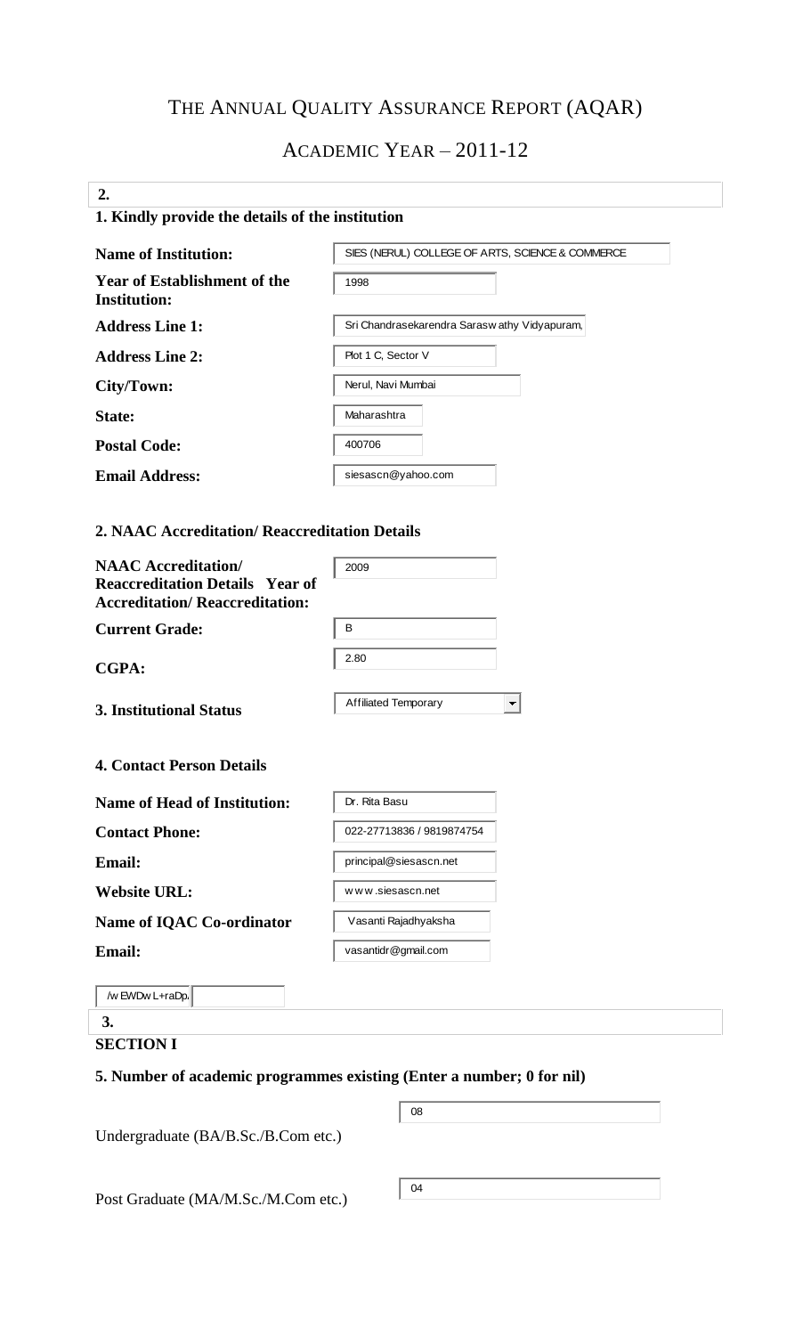# THE ANNUAL QUALITY ASSURANCE REPORT (AQAR)

## ACADEMIC YEAR – 2011-12

**2.**

### 1. Kindly provide the details of the institution

| | |
|---|---|
| **Name of Institution:** | SIES (NERUL) COLLEGE OF ARTS, SCIENCE & COMMERCE |
| **Year of Establishment of the Institution:** | 1998 |
| **Address Line 1:** | Sri Chandrasekarendra Saraswathy Vidyapuram, |
| **Address Line 2:** | Plot 1 C, Sector V |
| **City/Town:** | Nerul, Navi Mumbai |
| **State:** | Maharashtra |
| **Postal Code:** | 400706 |
| **Email Address:** | siesascn@yahoo.com |

### 2. NAAC Accreditation/ Reaccreditation Details

| | |
|---|---|
| **NAAC Accreditation/ Reaccreditation Details Year of Accreditation/ Reaccreditation:** | 2009 |
| **Current Grade:** | B |
| **CGPA:** | 2.80 |

### 3. Institutional Status

Affiliated Temporary

### 4. Contact Person Details

| | |
|---|---|
| **Name of Head of Institution:** | Dr. Rita Basu |
| **Contact Phone:** | 022-27713836 / 9819874754 |
| **Email:** | principal@siesascn.net |
| **Website URL:** | www.siesascn.net |
| **Name of IQAC Co-ordinator** | Vasanti Rajadhyaksha |
| **Email:** | vasantidr@gmail.com |

/wEWDwL+raDp.

**3.**

## SECTION I

### 5. Number of academic programmes existing (Enter a number; 0 for nil)

| | |
|---|---|
| Undergraduate (BA/B.Sc./B.Com etc.) | 08 |
| Post Graduate (MA/M.Sc./M.Com etc.) | 04 |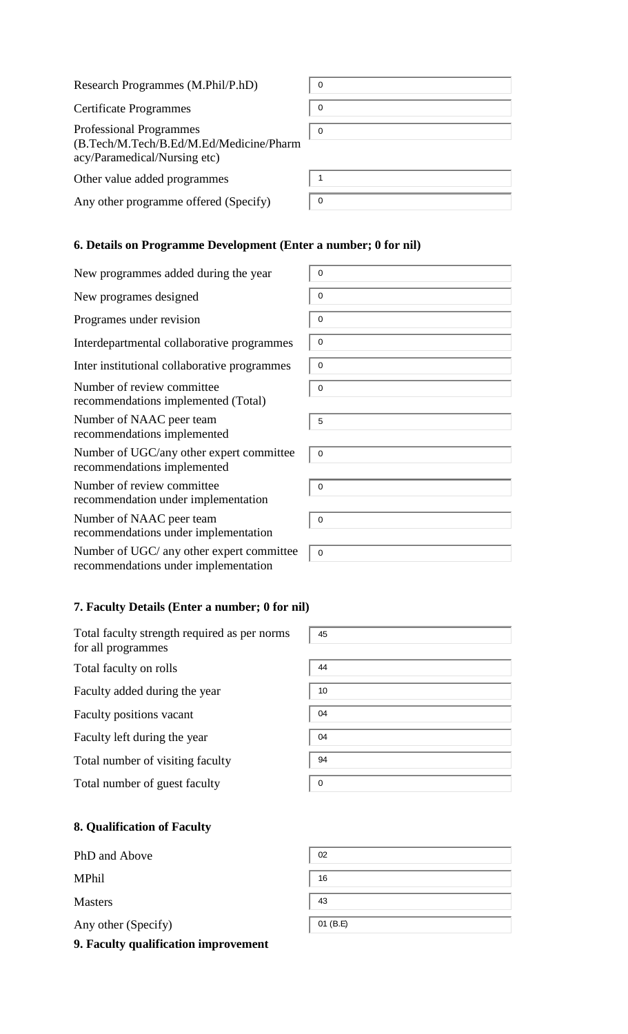| | |
|---|---|
| Research Programmes (M.Phil/P.hD) | 0 |
| Certificate Programmes | 0 |
| Professional Programmes (B.Tech/M.Tech/B.Ed/M.Ed/Medicine/Pharmacy/Paramedical/Nursing etc) | 0 |
| Other value added programmes | 1 |
| Any other programme offered (Specify) | 0 |

**6. Details on Programme Development (Enter a number; 0 for nil)**

| | |
|---|---|
| New programmes added during the year | 0 |
| New programes designed | 0 |
| Programes under revision | 0 |
| Interdepartmental collaborative programmes | 0 |
| Inter institutional collaborative programmes | 0 |
| Number of review committee recommendations implemented (Total) | 0 |
| Number of NAAC peer team recommendations implemented | 5 |
| Number of UGC/any other expert committee recommendations implemented | 0 |
| Number of review committee recommendation under implementation | 0 |
| Number of NAAC peer team recommendations under implementation | 0 |
| Number of UGC/ any other expert committee recommendations under implementation | 0 |

**7. Faculty Details (Enter a number; 0 for nil)**

| | |
|---|---|
| Total faculty strength required as per norms for all programmes | 45 |
| Total faculty on rolls | 44 |
| Faculty added during the year | 10 |
| Faculty positions vacant | 04 |
| Faculty left during the year | 04 |
| Total number of visiting faculty | 94 |
| Total number of guest faculty | 0 |

**8. Qualification of Faculty**

| | |
|---|---|
| PhD and Above | 02 |
| MPhil | 16 |
| Masters | 43 |
| Any other (Specify) | 01 (B.E) |

**9. Faculty qualification improvement**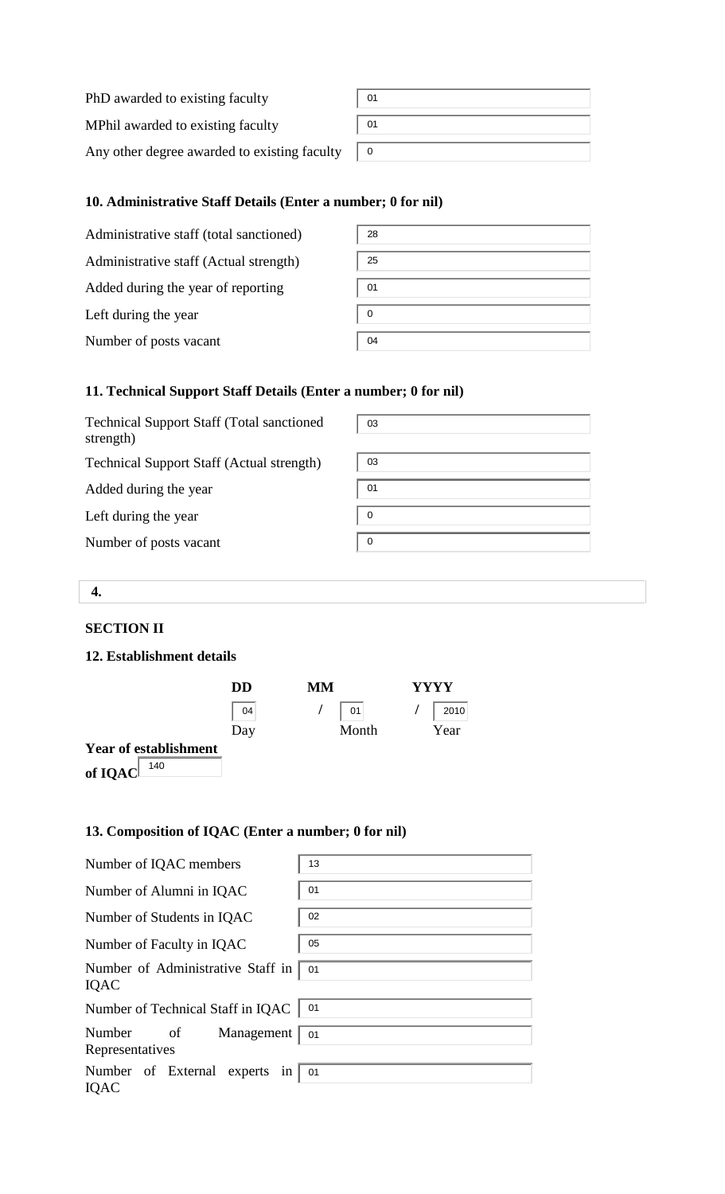| | |
|---|---|
| PhD awarded to existing faculty | 01 |
| MPhil awarded to existing faculty | 01 |
| Any other degree awarded to existing faculty | 0 |

### 10. Administrative Staff Details (Enter a number; 0 for nil)

| | |
|---|---|
| Administrative staff (total sanctioned) | 28 |
| Administrative staff (Actual strength) | 25 |
| Added during the year of reporting | 01 |
| Left during the year | 0 |
| Number of posts vacant | 04 |

### 11. Technical Support Staff Details (Enter a number; 0 for nil)

| | |
|---|---|
| Technical Support Staff (Total sanctioned strength) | 03 |
| Technical Support Staff (Actual strength) | 03 |
| Added during the year | 01 |
| Left during the year | 0 |
| Number of posts vacant | 0 |

**4.**

### SECTION II

### 12. Establishment details

| | DD | | MM | | YYYY |
|---|---|---|---|---|---|
| | 04 | / | 01 | / | 2010 |
| | Day | | Month | | Year |

**Year of establishment of IQAC** 140

### 13. Composition of IQAC (Enter a number; 0 for nil)

| | |
|---|---|
| Number of IQAC members | 13 |
| Number of Alumni in IQAC | 01 |
| Number of Students in IQAC | 02 |
| Number of Faculty in IQAC | 05 |
| Number of Administrative Staff in IQAC | 01 |
| Number of Technical Staff in IQAC | 01 |
| Number of Management Representatives | 01 |
| Number of External experts in IQAC | 01 |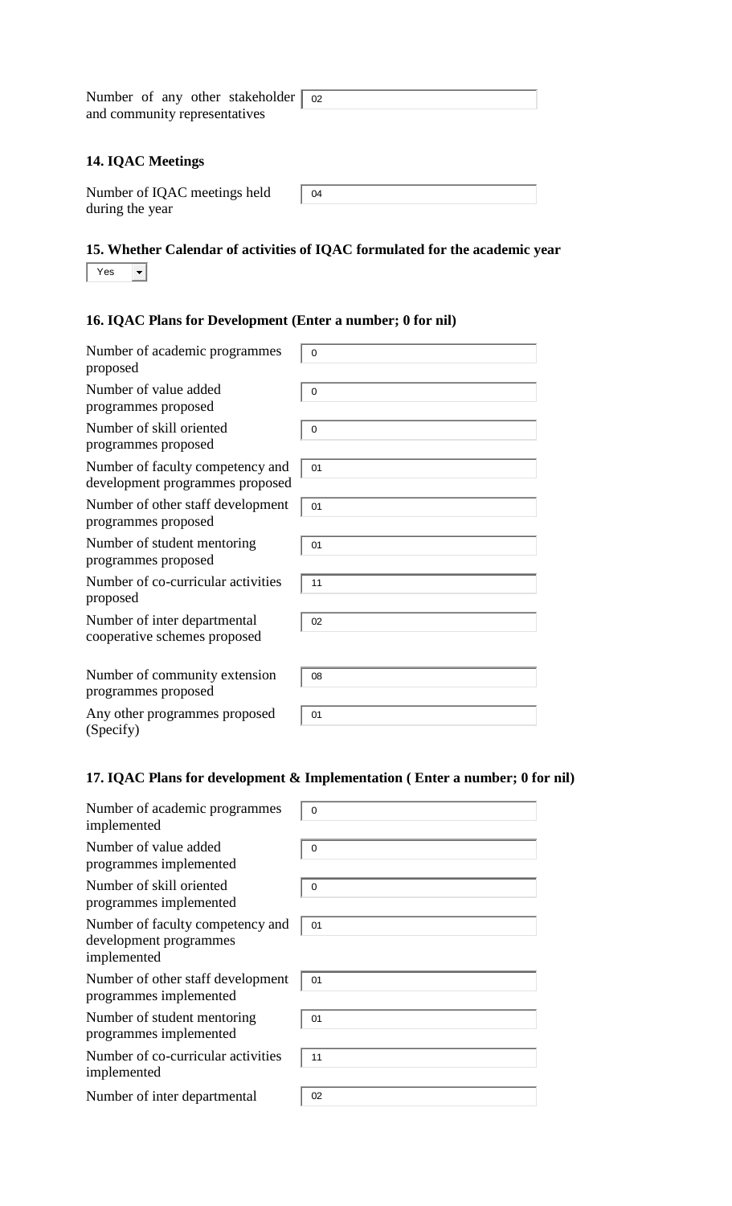| | |
|---|---|
| Number of any other stakeholder and community representatives | 02 |

### 14. IQAC Meetings

| | |
|---|---|
| Number of IQAC meetings held during the year | 04 |

### 15. Whether Calendar of activities of IQAC formulated for the academic year

Yes

### 16. IQAC Plans for Development (Enter a number; 0 for nil)

| | |
|---|---|
| Number of academic programmes proposed | 0 |
| Number of value added programmes proposed | 0 |
| Number of skill oriented programmes proposed | 0 |
| Number of faculty competency and development programmes proposed | 01 |
| Number of other staff development programmes proposed | 01 |
| Number of student mentoring programmes proposed | 01 |
| Number of co-curricular activities proposed | 11 |
| Number of inter departmental cooperative schemes proposed | 02 |
| Number of community extension programmes proposed | 08 |
| Any other programmes proposed (Specify) | 01 |

### 17. IQAC Plans for development & Implementation ( Enter a number; 0 for nil)

| | |
|---|---|
| Number of academic programmes implemented | 0 |
| Number of value added programmes implemented | 0 |
| Number of skill oriented programmes implemented | 0 |
| Number of faculty competency and development programmes implemented | 01 |
| Number of other staff development programmes implemented | 01 |
| Number of student mentoring programmes implemented | 01 |
| Number of co-curricular activities implemented | 11 |
| Number of inter departmental | 02 |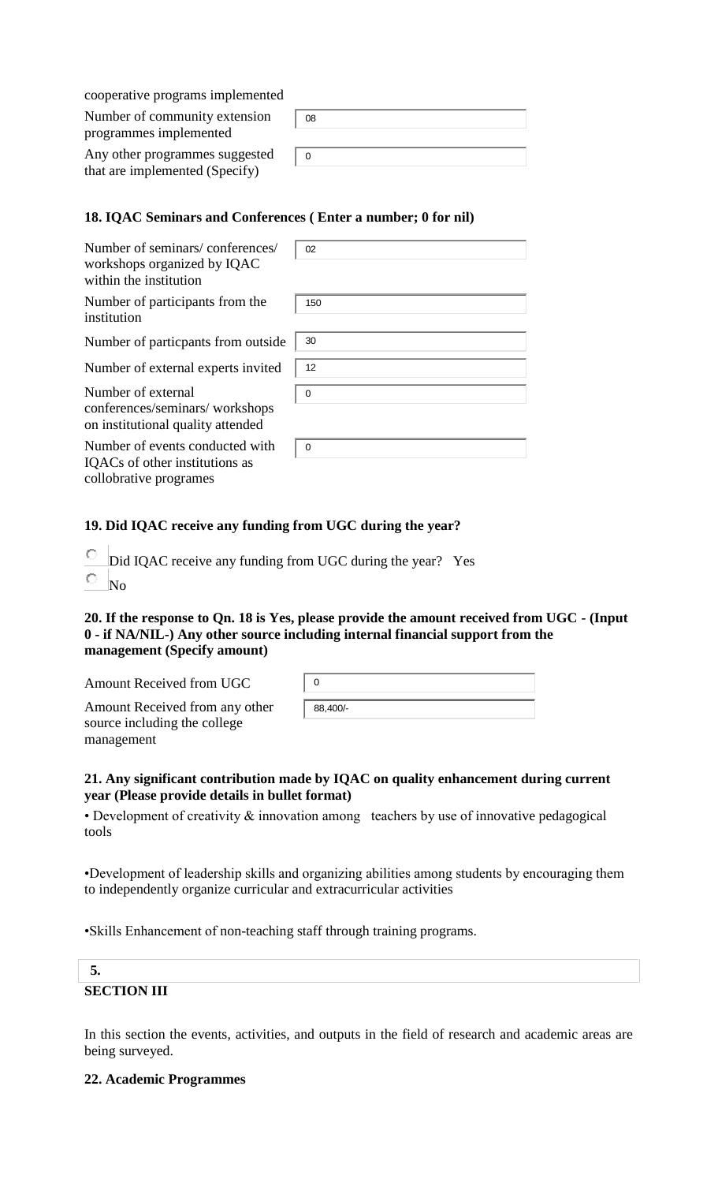cooperative programs implemented

| | |
|---|---|
| Number of community extension programmes implemented | 08 |
| Any other programmes suggested that are implemented (Specify) | 0 |

**18. IQAC Seminars and Conferences ( Enter a number; 0 for nil)**

| | |
|---|---|
| Number of seminars/ conferences/ workshops organized by IQAC within the institution | 02 |
| Number of participants from the institution | 150 |
| Number of particpants from outside | 30 |
| Number of external experts invited | 12 |
| Number of external conferences/seminars/ workshops on institutional quality attended | 0 |
| Number of events conducted with IQACs of other institutions as collobrative programes | 0 |

**19. Did IQAC receive any funding from UGC during the year?**

- Did IQAC receive any funding from UGC during the year? Yes
- No

**20. If the response to Qn. 18 is Yes, please provide the amount received from UGC - (Input 0 - if NA/NIL-) Any other source including internal financial support from the management (Specify amount)**

| | |
|---|---|
| Amount Received from UGC | 0 |
| Amount Received from any other source including the college management | 88,400/- |

**21. Any significant contribution made by IQAC on quality enhancement during current year (Please provide details in bullet format)**

• Development of creativity & innovation among teachers by use of innovative pedagogical tools

•Development of leadership skills and organizing abilities among students by encouraging them to independently organize curricular and extracurricular activities

•Skills Enhancement of non-teaching staff through training programs.

**5.**

**SECTION III**

In this section the events, activities, and outputs in the field of research and academic areas are being surveyed.

**22. Academic Programmes**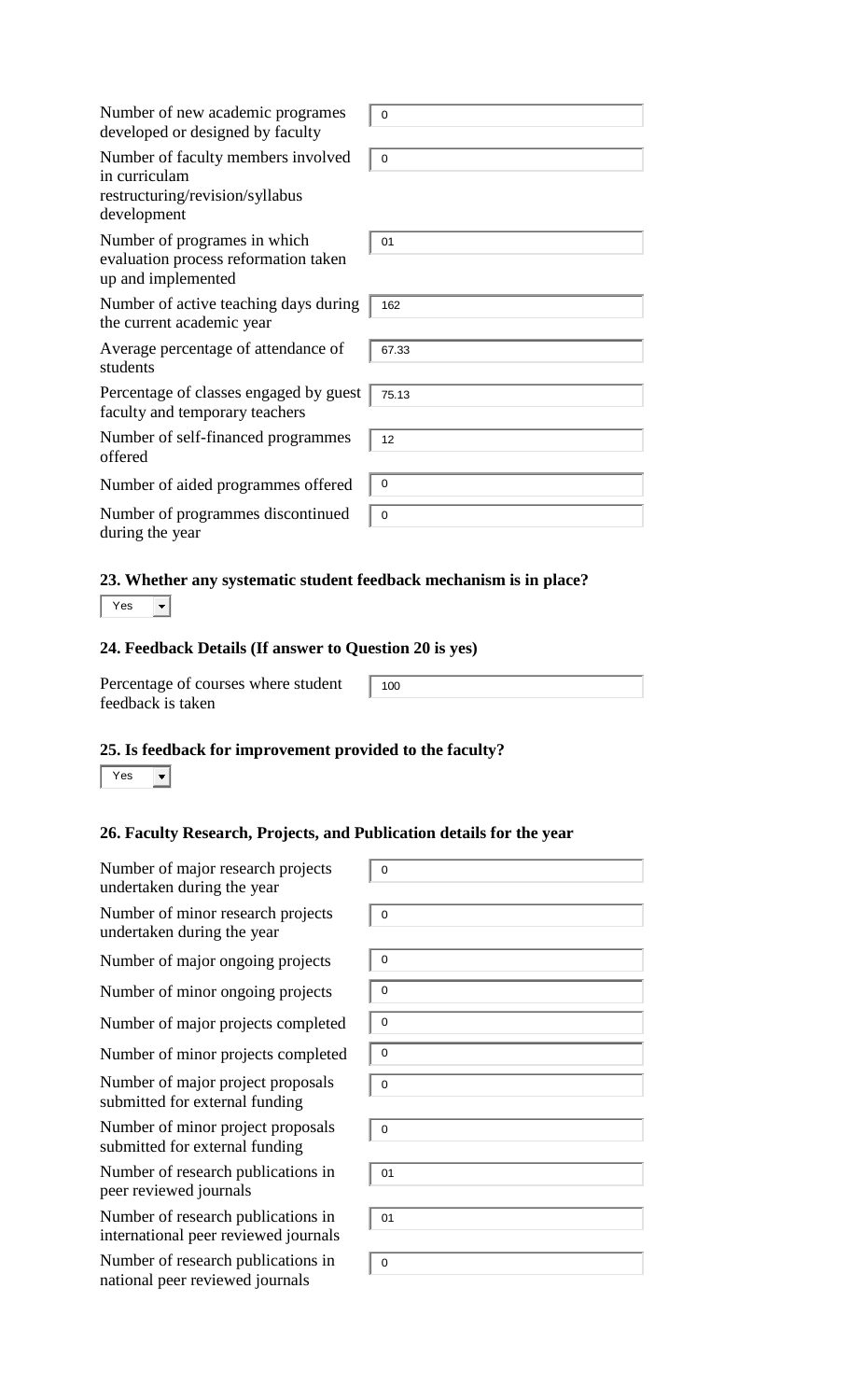| | |
|---|---|
| Number of new academic programes developed or designed by faculty | 0 |
| Number of faculty members involved in curriculam restructuring/revision/syllabus development | 0 |
| Number of programes in which evaluation process reformation taken up and implemented | 01 |
| Number of active teaching days during the current academic year | 162 |
| Average percentage of attendance of students | 67.33 |
| Percentage of classes engaged by guest faculty and temporary teachers | 75.13 |
| Number of self-financed programmes offered | 12 |
| Number of aided programmes offered | 0 |
| Number of programmes discontinued during the year | 0 |

### 23. Whether any systematic student feedback mechanism is in place?

Yes

### 24. Feedback Details (If answer to Question 20 is yes)

| | |
|---|---|
| Percentage of courses where student feedback is taken | 100 |

### 25. Is feedback for improvement provided to the faculty?

Yes

### 26. Faculty Research, Projects, and Publication details for the year

| | |
|---|---|
| Number of major research projects undertaken during the year | 0 |
| Number of minor research projects undertaken during the year | 0 |
| Number of major ongoing projects | 0 |
| Number of minor ongoing projects | 0 |
| Number of major projects completed | 0 |
| Number of minor projects completed | 0 |
| Number of major project proposals submitted for external funding | 0 |
| Number of minor project proposals submitted for external funding | 0 |
| Number of research publications in peer reviewed journals | 01 |
| Number of research publications in international peer reviewed journals | 01 |
| Number of research publications in national peer reviewed journals | 0 |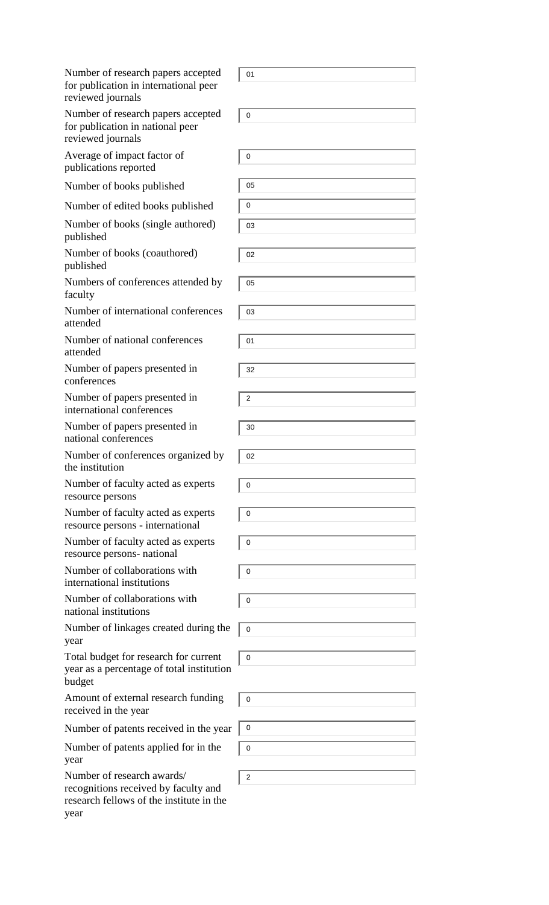| | |
|---|---|
| Number of research papers accepted for publication in international peer reviewed journals | 01 |
| Number of research papers accepted for publication in national peer reviewed journals | 0 |
| Average of impact factor of publications reported | 0 |
| Number of books published | 05 |
| Number of edited books published | 0 |
| Number of books (single authored) published | 03 |
| Number of books (coauthored) published | 02 |
| Numbers of conferences attended by faculty | 05 |
| Number of international conferences attended | 03 |
| Number of national conferences attended | 01 |
| Number of papers presented in conferences | 32 |
| Number of papers presented in international conferences | 2 |
| Number of papers presented in national conferences | 30 |
| Number of conferences organized by the institution | 02 |
| Number of faculty acted as experts resource persons | 0 |
| Number of faculty acted as experts resource persons - international | 0 |
| Number of faculty acted as experts resource persons- national | 0 |
| Number of collaborations with international institutions | 0 |
| Number of collaborations with national institutions | 0 |
| Number of linkages created during the year | 0 |
| Total budget for research for current year as a percentage of total institution budget | 0 |
| Amount of external research funding received in the year | 0 |
| Number of patents received in the year | 0 |
| Number of patents applied for in the year | 0 |
| Number of research awards/ recognitions received by faculty and research fellows of the institute in the year | 2 |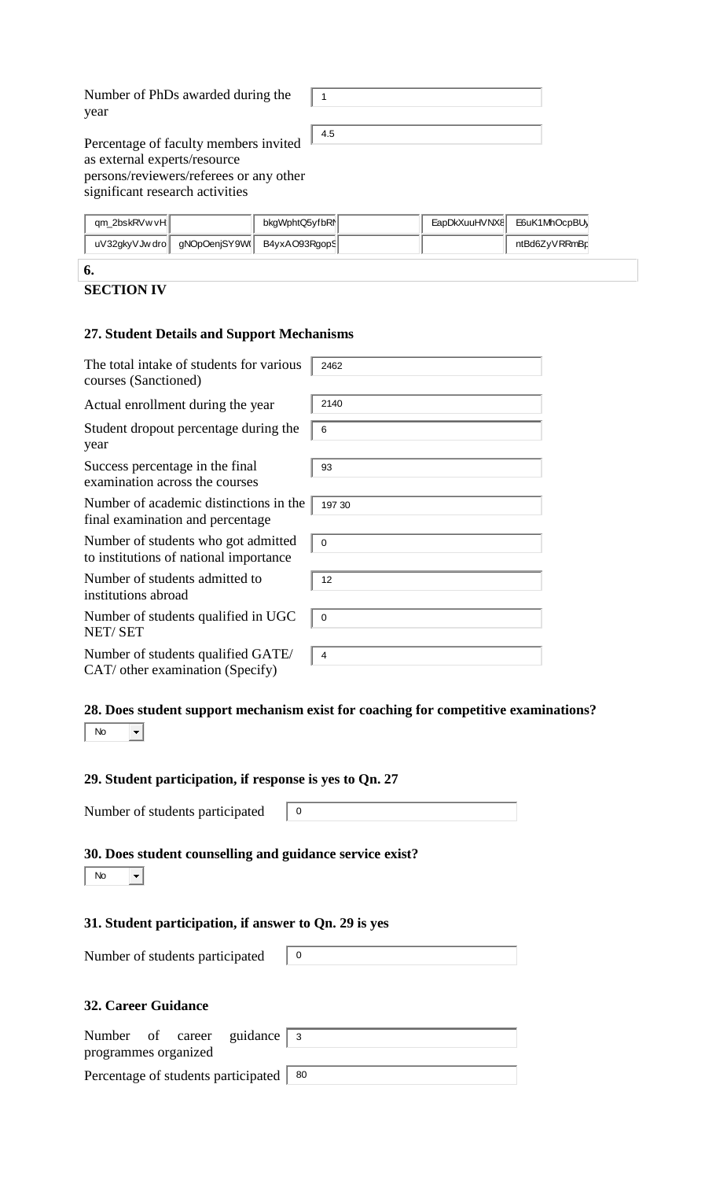Number of PhDs awarded during the year: 1

Percentage of faculty members invited as external experts/resource persons/reviewers/referees or any other significant research activities: 4.5

| qm_2bskRVwvH | | bkgWphtQ5yfbRN | | EapDkXuuHVNX8 | E6uK1MhOcpBUy |
|---|---|---|---|---|---|
| uV32gkyVJwdro | gNOpOenjSY9W( | B4yxAO93RgopS | | | ntBd6ZyVRRmBp |

**6.**

## SECTION IV

### 27. Student Details and Support Mechanisms

| | |
|---|---|
| The total intake of students for various courses (Sanctioned) | 2462 |
| Actual enrollment during the year | 2140 |
| Student dropout percentage during the year | 6 |
| Success percentage in the final examination across the courses | 93 |
| Number of academic distinctions in the final examination and percentage | 197 30 |
| Number of students who got admitted to institutions of national importance | 0 |
| Number of students admitted to institutions abroad | 12 |
| Number of students qualified in UGC NET/ SET | 0 |
| Number of students qualified GATE/ CAT/ other examination (Specify) | 4 |

### 28. Does student support mechanism exist for coaching for competitive examinations?

No

### 29. Student participation, if response is yes to Qn. 27

Number of students participated: 0

### 30. Does student counselling and guidance service exist?

No

### 31. Student participation, if answer to Qn. 29 is yes

Number of students participated: 0

### 32. Career Guidance

| | |
|---|---|
| Number of career guidance programmes organized | 3 |
| Percentage of students participated | 80 |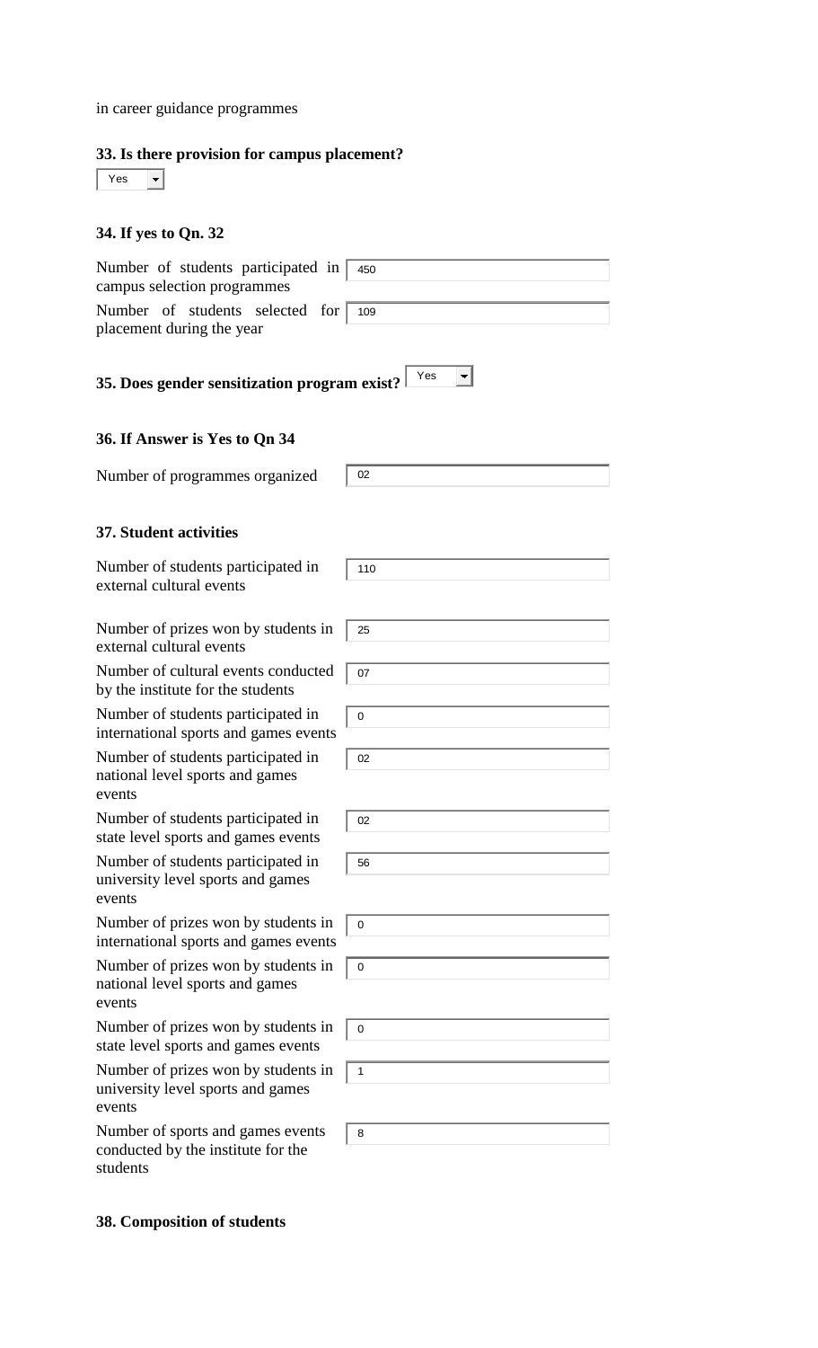in career guidance programmes

**33. Is there provision for campus placement?**

Yes

**34. If yes to Qn. 32**

| | |
|---|---|
| Number of students participated in campus selection programmes | 450 |
| Number of students selected for placement during the year | 109 |

**35. Does gender sensitization program exist?** Yes

**36. If Answer is Yes to Qn 34**

| | |
|---|---|
| Number of programmes organized | 02 |

**37. Student activities**

| | |
|---|---|
| Number of students participated in external cultural events | 110 |
| Number of prizes won by students in external cultural events | 25 |
| Number of cultural events conducted by the institute for the students | 07 |
| Number of students participated in international sports and games events | 0 |
| Number of students participated in national level sports and games events | 02 |
| Number of students participated in state level sports and games events | 02 |
| Number of students participated in university level sports and games events | 56 |
| Number of prizes won by students in international sports and games events | 0 |
| Number of prizes won by students in national level sports and games events | 0 |
| Number of prizes won by students in state level sports and games events | 0 |
| Number of prizes won by students in university level sports and games events | 1 |
| Number of sports and games events conducted by the institute for the students | 8 |

**38. Composition of students**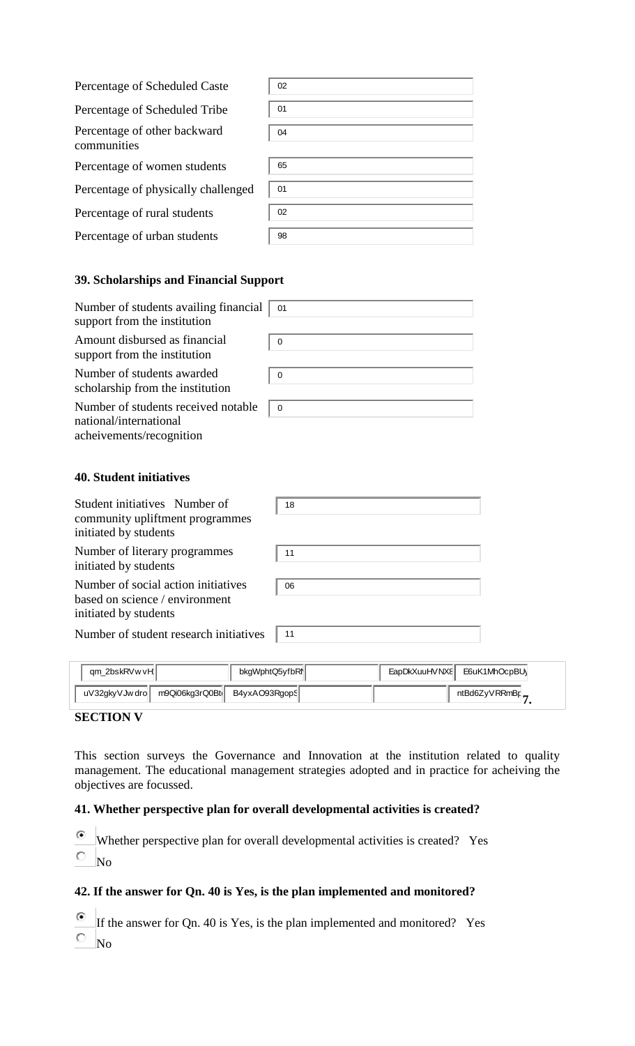| | |
|---|---|
| Percentage of Scheduled Caste | 02 |
| Percentage of Scheduled Tribe | 01 |
| Percentage of other backward communities | 04 |
| Percentage of women students | 65 |
| Percentage of physically challenged | 01 |
| Percentage of rural students | 02 |
| Percentage of urban students | 98 |

### 39. Scholarships and Financial Support

| | |
|---|---|
| Number of students availing financial support from the institution | 01 |
| Amount disbursed as financial support from the institution | 0 |
| Number of students awarded scholarship from the institution | 0 |
| Number of students received notable national/international acheivements/recognition | 0 |

### 40. Student initiatives

| | |
|---|---|
| Student initiatives Number of community upliftment programmes initiated by students | 18 |
| Number of literary programmes initiated by students | 11 |
| Number of social action initiatives based on science / environment initiated by students | 06 |
| Number of student research initiatives | 11 |

| | | | | |
|---|---|---|---|---|
| qm_2bskRVwvH | | bkgWphtQ5yfbRN | EapDkXuuHVNX8 | E6uK1MhOcpBU |
| uV32gkyVJwdro | m9Qi06kg3rQ0Bt | B4yxAO93RgopS | | ntBd6ZyVRRmBp |

## SECTION V

This section surveys the Governance and Innovation at the institution related to quality management. The educational management strategies adopted and in practice for acheiving the objectives are focussed.

### 41. Whether perspective plan for overall developmental activities is created?

- (selected) Whether perspective plan for overall developmental activities is created? Yes
- No

### 42. If the answer for Qn. 40 is Yes, is the plan implemented and monitored?

- (selected) If the answer for Qn. 40 is Yes, is the plan implemented and monitored? Yes
- No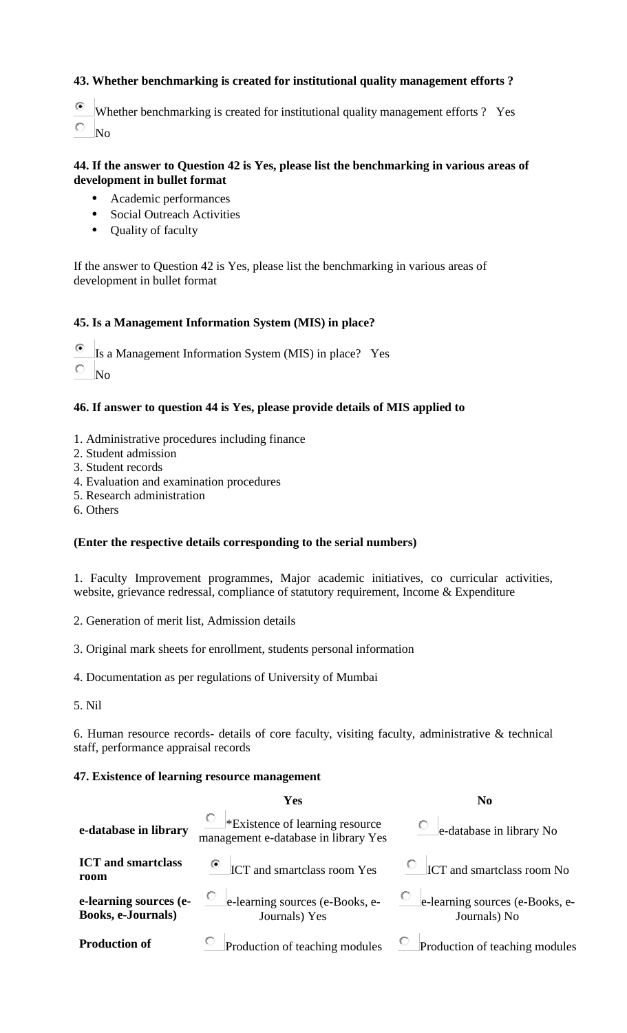**43. Whether benchmarking is created for institutional quality management efforts ?**

- (x) Whether benchmarking is created for institutional quality management efforts ? Yes
- ( ) No

**44. If the answer to Question 42 is Yes, please list the benchmarking in various areas of development in bullet format**

- Academic performances
- Social Outreach Activities
- Quality of faculty

If the answer to Question 42 is Yes, please list the benchmarking in various areas of development in bullet format

**45. Is a Management Information System (MIS) in place?**

- (x) Is a Management Information System (MIS) in place? Yes
- ( ) No

**46. If answer to question 44 is Yes, please provide details of MIS applied to**

1. Administrative procedures including finance
2. Student admission
3. Student records
4. Evaluation and examination procedures
5. Research administration
6. Others

**(Enter the respective details corresponding to the serial numbers)**

1. Faculty Improvement programmes, Major academic initiatives, co curricular activities, website, grievance redressal, compliance of statutory requirement, Income & Expenditure

2. Generation of merit list, Admission details

3. Original mark sheets for enrollment, students personal information

4. Documentation as per regulations of University of Mumbai

5. Nil

6. Human resource records- details of core faculty, visiting faculty, administrative & technical staff, performance appraisal records

**47. Existence of learning resource management**

| | Yes | No |
|---|---|---|
| **e-database in library** | ( ) *Existence of learning resource management e-database in library Yes | ( ) e-database in library No |
| **ICT and smartclass room** | (x) ICT and smartclass room Yes | ( ) ICT and smartclass room No |
| **e-learning sources (e-Books, e-Journals)** | ( ) e-learning sources (e-Books, e-Journals) Yes | ( ) e-learning sources (e-Books, e-Journals) No |
| **Production of** | ( ) Production of teaching modules | ( ) Production of teaching modules |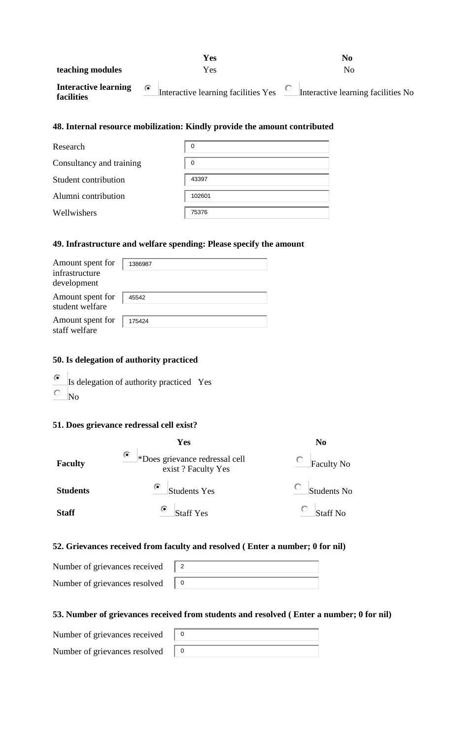| | Yes | No |
|---|---|---|
| **teaching modules** | Yes | No |
| **Interactive learning facilities** | ◉ Interactive learning facilities Yes | ○ Interactive learning facilities No |

### 48. Internal resource mobilization: Kindly provide the amount contributed

| | |
|---|---|
| Research | 0 |
| Consultancy and training | 0 |
| Student contribution | 43397 |
| Alumni contribution | 102601 |
| Wellwishers | 75376 |

### 49. Infrastructure and welfare spending: Please specify the amount

| | |
|---|---|
| Amount spent for infrastructure development | 1386987 |
| Amount spent for student welfare | 45542 |
| Amount spent for staff welfare | 175424 |

### 50. Is delegation of authority practiced

◉ Is delegation of authority practiced Yes

○ No

### 51. Does grievance redressal cell exist?

| | Yes | No |
|---|---|---|
| **Faculty** | ◉ *Does grievance redressal cell exist ? Faculty Yes | ○ Faculty No |
| **Students** | ◉ Students Yes | ○ Students No |
| **Staff** | ◉ Staff Yes | ○ Staff No |

### 52. Grievances received from faculty and resolved ( Enter a number; 0 for nil)

| | |
|---|---|
| Number of grievances received | 2 |
| Number of grievances resolved | 0 |

### 53. Number of grievances received from students and resolved ( Enter a number; 0 for nil)

| | |
|---|---|
| Number of grievances received | 0 |
| Number of grievances resolved | 0 |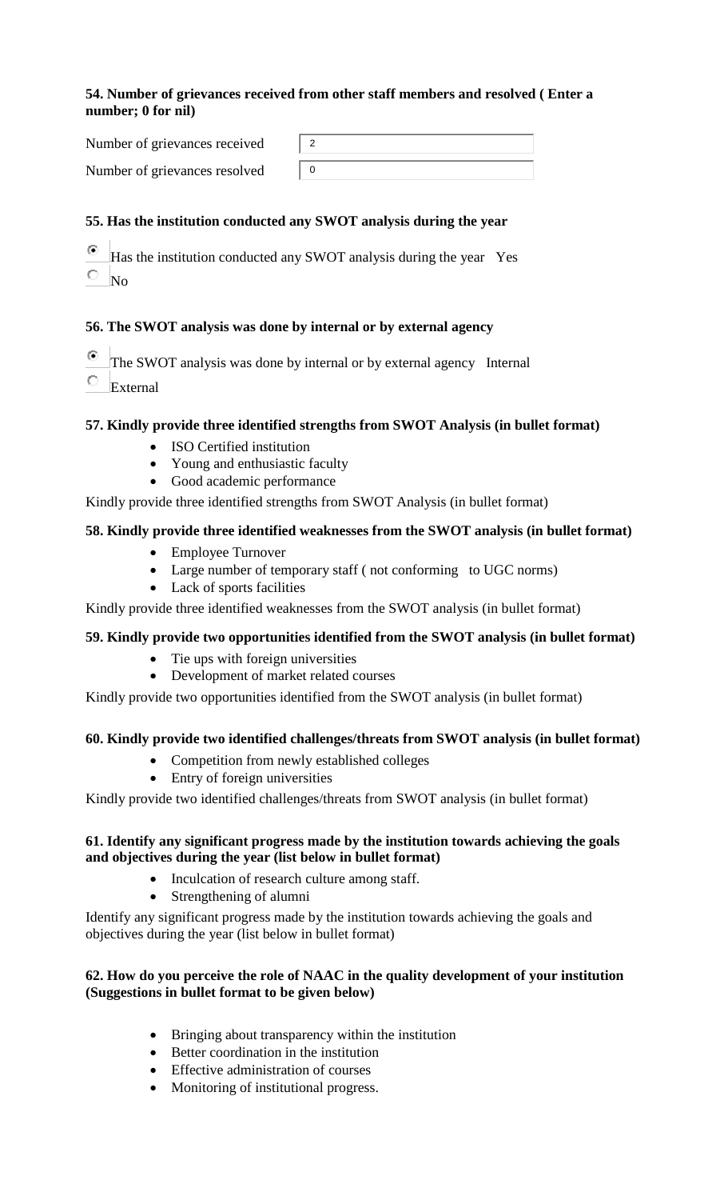**54. Number of grievances received from other staff members and resolved ( Enter a number; 0 for nil)**

Number of grievances received: 2

Number of grievances resolved: 0

**55. Has the institution conducted any SWOT analysis during the year**

- (●) Has the institution conducted any SWOT analysis during the year Yes
- ( ) No

**56. The SWOT analysis was done by internal or by external agency**

- (●) The SWOT analysis was done by internal or by external agency Internal
- ( ) External

**57. Kindly provide three identified strengths from SWOT Analysis (in bullet format)**

- ISO Certified institution
- Young and enthusiastic faculty
- Good academic performance

Kindly provide three identified strengths from SWOT Analysis (in bullet format)

**58. Kindly provide three identified weaknesses from the SWOT analysis (in bullet format)**

- Employee Turnover
- Large number of temporary staff ( not conforming to UGC norms)
- Lack of sports facilities

Kindly provide three identified weaknesses from the SWOT analysis (in bullet format)

**59. Kindly provide two opportunities identified from the SWOT analysis (in bullet format)**

- Tie ups with foreign universities
- Development of market related courses

Kindly provide two opportunities identified from the SWOT analysis (in bullet format)

**60. Kindly provide two identified challenges/threats from SWOT analysis (in bullet format)**

- Competition from newly established colleges
- Entry of foreign universities

Kindly provide two identified challenges/threats from SWOT analysis (in bullet format)

**61. Identify any significant progress made by the institution towards achieving the goals and objectives during the year (list below in bullet format)**

- Inculcation of research culture among staff.
- Strengthening of alumni

Identify any significant progress made by the institution towards achieving the goals and objectives during the year (list below in bullet format)

**62. How do you perceive the role of NAAC in the quality development of your institution (Suggestions in bullet format to be given below)**

- Bringing about transparency within the institution
- Better coordination in the institution
- Effective administration of courses
- Monitoring of institutional progress.